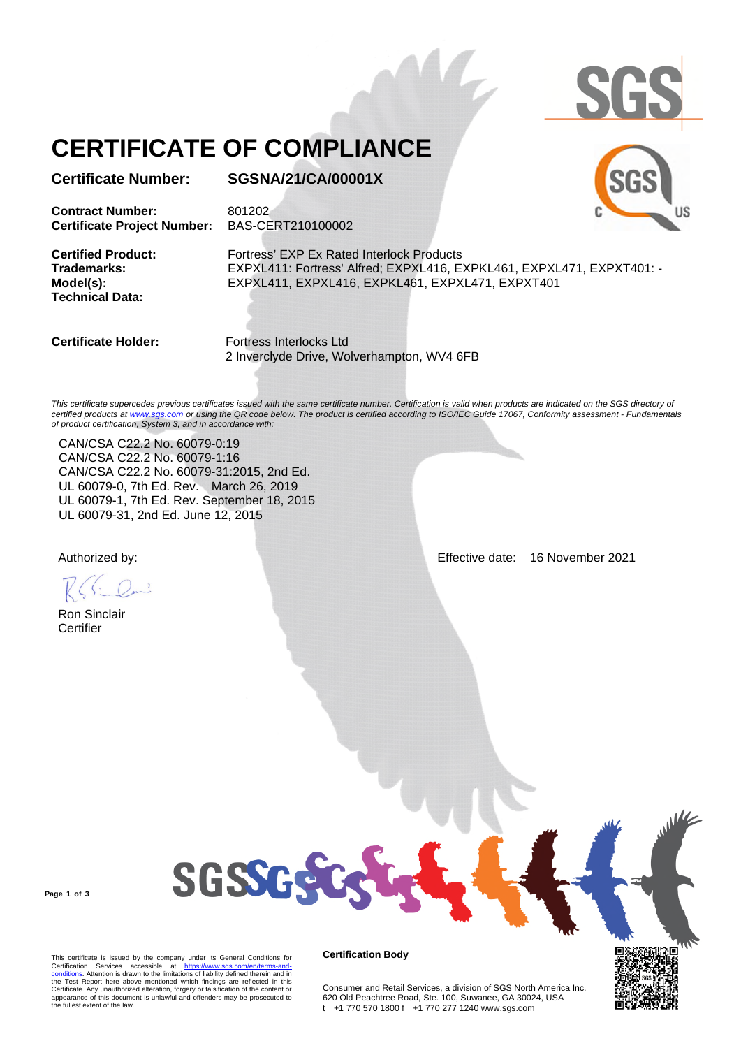# CERTIFICATE OF COMPLIANCE

**Certificate Number:** **SGSNA/21/CA/00001X**

**Contract Number:** 801202
**Certificate Project Number:** BAS-CERT210100002

**Certified Product:** Fortress' EXP Ex Rated Interlock Products
**Trademarks:** EXPXL411: Fortress' Alfred; EXPXL416, EXPKL461, EXPXL471, EXPXT401: -
**Model(s):** EXPXL411, EXPXL416, EXPKL461, EXPXL471, EXPXT401
**Technical Data:**

**Certificate Holder:** Fortress Interlocks Ltd
2 Inverclyde Drive, Wolverhampton, WV4 6FB

*This certificate supercedes previous certificates issued with the same certificate number. Certification is valid when products are indicated on the SGS directory of certified products at www.sgs.com or using the QR code below. The product is certified according to ISO/IEC Guide 17067, Conformity assessment - Fundamentals of product certification, System 3, and in accordance with:*

CAN/CSA C22.2 No. 60079-0:19
CAN/CSA C22.2 No. 60079-1:16
CAN/CSA C22.2 No. 60079-31:2015, 2nd Ed.
UL 60079-0, 7th Ed. Rev. March 26, 2019
UL 60079-1, 7th Ed. Rev. September 18, 2015
UL 60079-31, 2nd Ed. June 12, 2015

Authorized by:

Ron Sinclair
Certifier

Effective date: 16 November 2021

This certificate is issued by the company under its General Conditions for Certification Services accessible at https://www.sgs.com/en/terms-and-conditions. Attention is drawn to the limitations of liability defined therein and in the Test Report here above mentioned which findings are reflected in this Certificate. Any unauthorized alteration, forgery or falsification of the content or appearance of this document is unlawful and offenders may be prosecuted to the fullest extent of the law.

**Certification Body**

Consumer and Retail Services, a division of SGS North America Inc.
620 Old Peachtree Road, Ste. 100, Suwanee, GA 30024, USA
t +1 770 570 1800 f +1 770 277 1240 www.sgs.com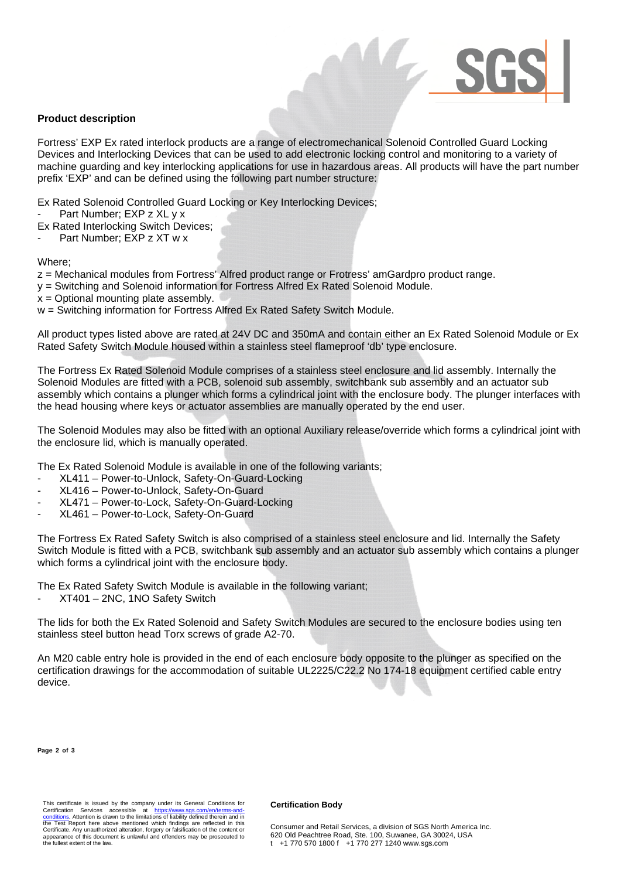## Product description

Fortress' EXP Ex rated interlock products are a range of electromechanical Solenoid Controlled Guard Locking Devices and Interlocking Devices that can be used to add electronic locking control and monitoring to a variety of machine guarding and key interlocking applications for use in hazardous areas. All products will have the part number prefix 'EXP' and can be defined using the following part number structure:

Ex Rated Solenoid Controlled Guard Locking or Key Interlocking Devices;

- Part Number; EXP z XL y x

Ex Rated Interlocking Switch Devices;

- Part Number; EXP z XT w x

Where;

z = Mechanical modules from Fortress' Alfred product range or Frotress' amGardpro product range.
y = Switching and Solenoid information for Fortress Alfred Ex Rated Solenoid Module.
x = Optional mounting plate assembly.
w = Switching information for Fortress Alfred Ex Rated Safety Switch Module.

All product types listed above are rated at 24V DC and 350mA and contain either an Ex Rated Solenoid Module or Ex Rated Safety Switch Module housed within a stainless steel flameproof 'db' type enclosure.

The Fortress Ex Rated Solenoid Module comprises of a stainless steel enclosure and lid assembly. Internally the Solenoid Modules are fitted with a PCB, solenoid sub assembly, switchbank sub assembly and an actuator sub assembly which contains a plunger which forms a cylindrical joint with the enclosure body. The plunger interfaces with the head housing where keys or actuator assemblies are manually operated by the end user.

The Solenoid Modules may also be fitted with an optional Auxiliary release/override which forms a cylindrical joint with the enclosure lid, which is manually operated.

The Ex Rated Solenoid Module is available in one of the following variants;

- XL411 – Power-to-Unlock, Safety-On-Guard-Locking
- XL416 – Power-to-Unlock, Safety-On-Guard
- XL471 – Power-to-Lock, Safety-On-Guard-Locking
- XL461 – Power-to-Lock, Safety-On-Guard

The Fortress Ex Rated Safety Switch is also comprised of a stainless steel enclosure and lid. Internally the Safety Switch Module is fitted with a PCB, switchbank sub assembly and an actuator sub assembly which contains a plunger which forms a cylindrical joint with the enclosure body.

The Ex Rated Safety Switch Module is available in the following variant;

- XT401 – 2NC, 1NO Safety Switch

The lids for both the Ex Rated Solenoid and Safety Switch Modules are secured to the enclosure bodies using ten stainless steel button head Torx screws of grade A2-70.

An M20 cable entry hole is provided in the end of each enclosure body opposite to the plunger as specified on the certification drawings for the accommodation of suitable UL2225/C22.2 No 174-18 equipment certified cable entry device.

This certificate is issued by the company under its General Conditions for Certification Services accessible at https://www.sgs.com/en/terms-and-conditions. Attention is drawn to the limitations of liability defined therein and in the Test Report here above mentioned which findings are reflected in this Certificate. Any unauthorized alteration, forgery or falsification of the content or appearance of this document is unlawful and offenders may be prosecuted to the fullest extent of the law.

**Certification Body**

Consumer and Retail Services, a division of SGS North America Inc.
620 Old Peachtree Road, Ste. 100, Suwanee, GA 30024, USA
t +1 770 570 1800 f +1 770 277 1240 www.sgs.com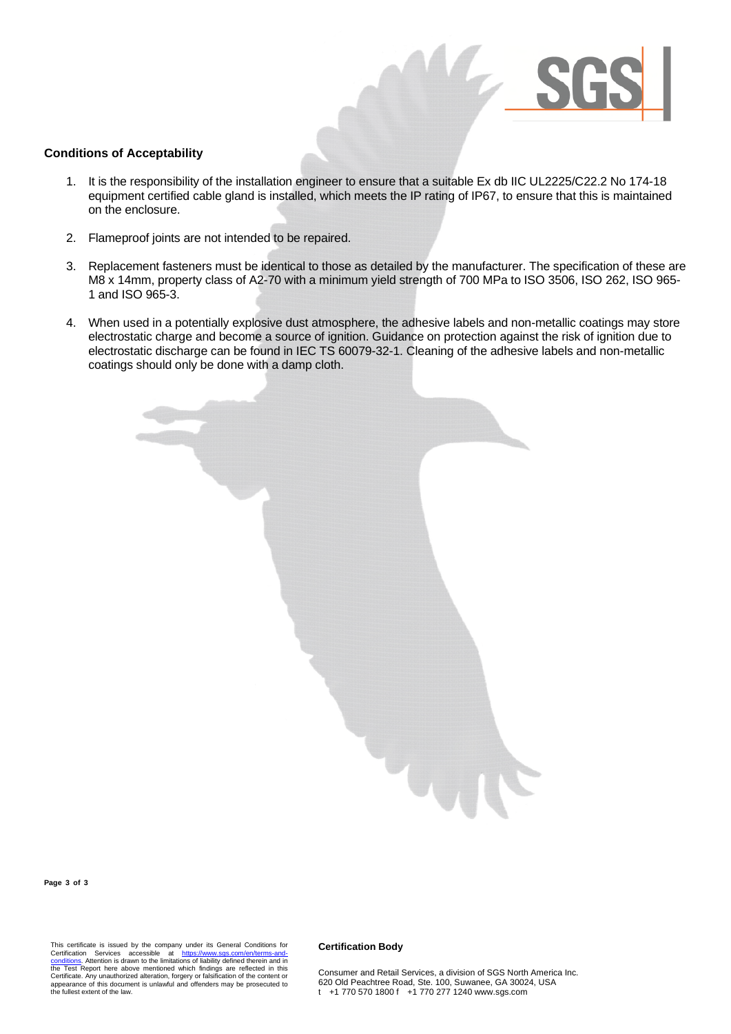## Conditions of Acceptability

1. It is the responsibility of the installation engineer to ensure that a suitable Ex db IIC UL2225/C22.2 No 174-18 equipment certified cable gland is installed, which meets the IP rating of IP67, to ensure that this is maintained on the enclosure.

2. Flameproof joints are not intended to be repaired.

3. Replacement fasteners must be identical to those as detailed by the manufacturer. The specification of these are M8 x 14mm, property class of A2-70 with a minimum yield strength of 700 MPa to ISO 3506, ISO 262, ISO 965-1 and ISO 965-3.

4. When used in a potentially explosive dust atmosphere, the adhesive labels and non-metallic coatings may store electrostatic charge and become a source of ignition. Guidance on protection against the risk of ignition due to electrostatic discharge can be found in IEC TS 60079-32-1. Cleaning of the adhesive labels and non-metallic coatings should only be done with a damp cloth.

This certificate is issued by the company under its General Conditions for Certification Services accessible at https://www.sgs.com/en/terms-and-conditions. Attention is drawn to the limitations of liability defined therein and in the Test Report here above mentioned which findings are reflected in this Certificate. Any unauthorized alteration, forgery or falsification of the content or appearance of this document is unlawful and offenders may be prosecuted to the fullest extent of the law.

**Certification Body**

Consumer and Retail Services, a division of SGS North America Inc.
620 Old Peachtree Road, Ste. 100, Suwanee, GA 30024, USA
t +1 770 570 1800 f +1 770 277 1240 www.sgs.com